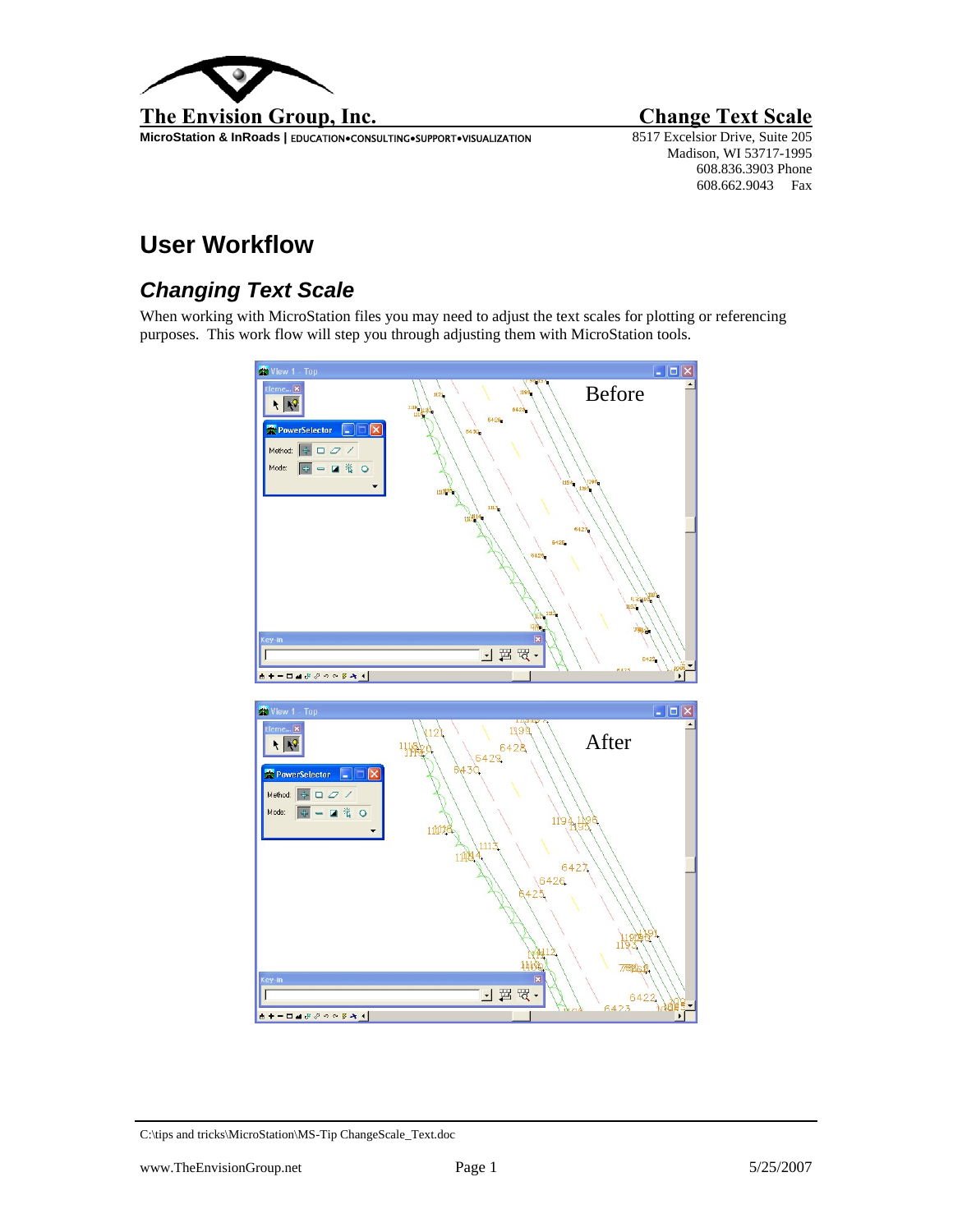**The Envision Group, Inc.**

**MicroStation & InRoads** | EDUCATION•CONSULTING•SUPPORT•VISUALIZATION

**Change Text Scale**

8517 Excelsior Drive, Suite 205
Madison, WI 53717-1995
608.836.3903 Phone
608.662.9043 Fax

# User Workflow

## *Changing Text Scale*

When working with MicroStation files you may need to adjust the text scales for plotting or referencing purposes. This work flow will step you through adjusting them with MicroStation tools.

C:\tips and tricks\MicroStation\MS-Tip ChangeScale_Text.doc

www.TheEnvisionGroup.net

5/25/2007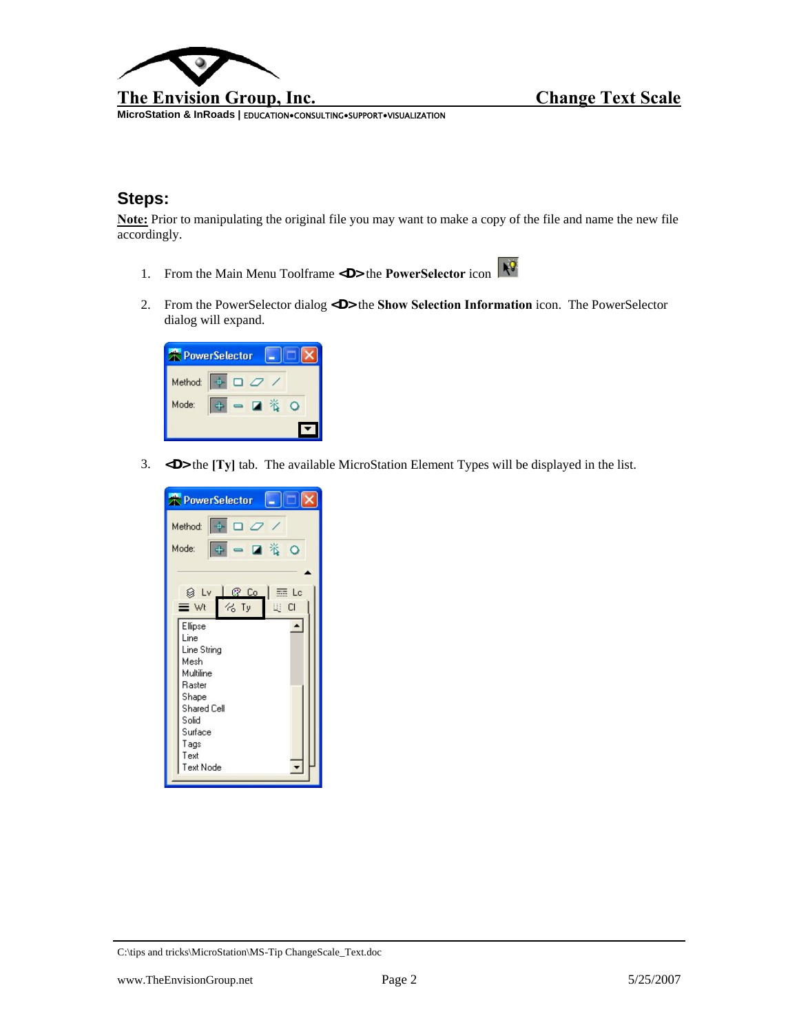## Steps:

**Note:** Prior to manipulating the original file you may want to make a copy of the file and name the new file accordingly.

1. From the Main Menu Toolframe **<D>** the **PowerSelector** icon

2. From the PowerSelector dialog **<D>** the **Show Selection Information** icon. The PowerSelector dialog will expand.

3. **<D>** the **[Ty]** tab. The available MicroStation Element Types will be displayed in the list.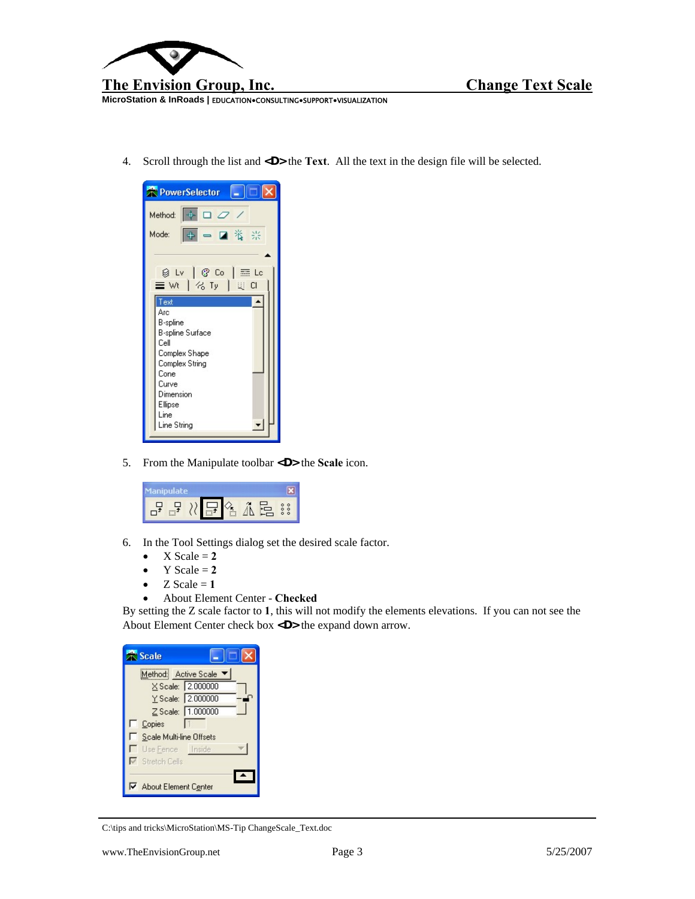4. Scroll through the list and **<D>** the **Text**. All the text in the design file will be selected.

5. From the Manipulate toolbar **<D>** the **Scale** icon.

6. In the Tool Settings dialog set the desired scale factor.
   - X Scale = **2**
   - Y Scale = **2**
   - Z Scale = **1**
   - About Element Center - **Checked**

By setting the Z scale factor to **1**, this will not modify the elements elevations. If you can not see the About Element Center check box **<D>** the expand down arrow.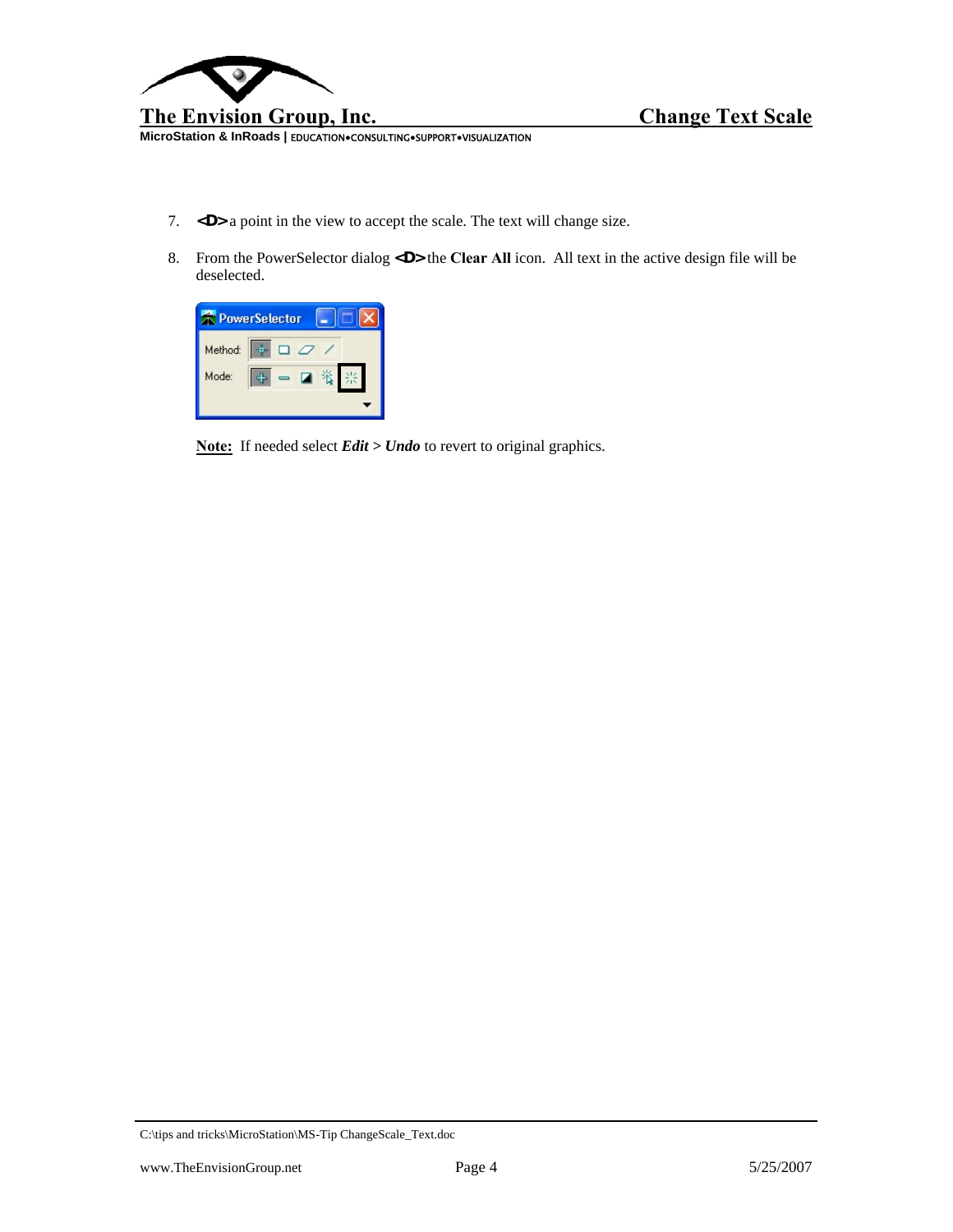7. **<D>** a point in the view to accept the scale. The text will change size.

8. From the PowerSelector dialog **<D>** the **Clear All** icon. All text in the active design file will be deselected.

   **Note:** If needed select ***Edit > Undo*** to revert to original graphics.